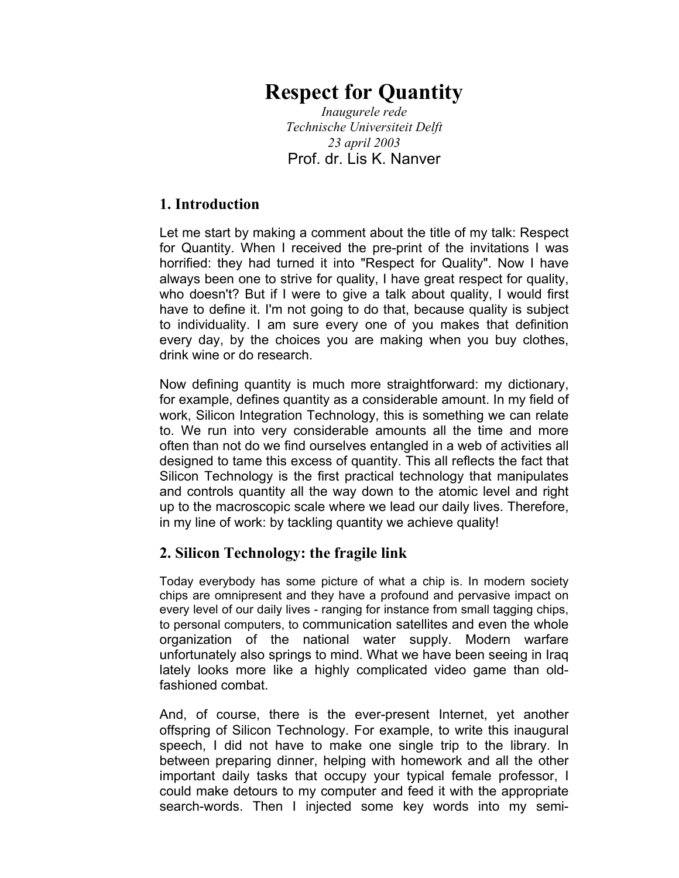# Respect for Quantity

*Inaugurele rede*
*Technische Universiteit Delft*
*23 april 2003*

Prof. dr. Lis K. Nanver

## 1. Introduction

Let me start by making a comment about the title of my talk: Respect for Quantity. When I received the pre-print of the invitations I was horrified: they had turned it into "Respect for Quality". Now I have always been one to strive for quality, I have great respect for quality, who doesn't? But if I were to give a talk about quality, I would first have to define it. I'm not going to do that, because quality is subject to individuality. I am sure every one of you makes that definition every day, by the choices you are making when you buy clothes, drink wine or do research.

Now defining quantity is much more straightforward: my dictionary, for example, defines quantity as a considerable amount. In my field of work, Silicon Integration Technology, this is something we can relate to. We run into very considerable amounts all the time and more often than not do we find ourselves entangled in a web of activities all designed to tame this excess of quantity. This all reflects the fact that Silicon Technology is the first practical technology that manipulates and controls quantity all the way down to the atomic level and right up to the macroscopic scale where we lead our daily lives. Therefore, in my line of work: by tackling quantity we achieve quality!

## 2. Silicon Technology: the fragile link

Today everybody has some picture of what a chip is. In modern society chips are omnipresent and they have a profound and pervasive impact on every level of our daily lives - ranging for instance from small tagging chips, to personal computers, to communication satellites and even the whole organization of the national water supply. Modern warfare unfortunately also springs to mind. What we have been seeing in Iraq lately looks more like a highly complicated video game than old-fashioned combat.

And, of course, there is the ever-present Internet, yet another offspring of Silicon Technology. For example, to write this inaugural speech, I did not have to make one single trip to the library. In between preparing dinner, helping with homework and all the other important daily tasks that occupy your typical female professor, I could make detours to my computer and feed it with the appropriate search-words. Then I injected some key words into my semi-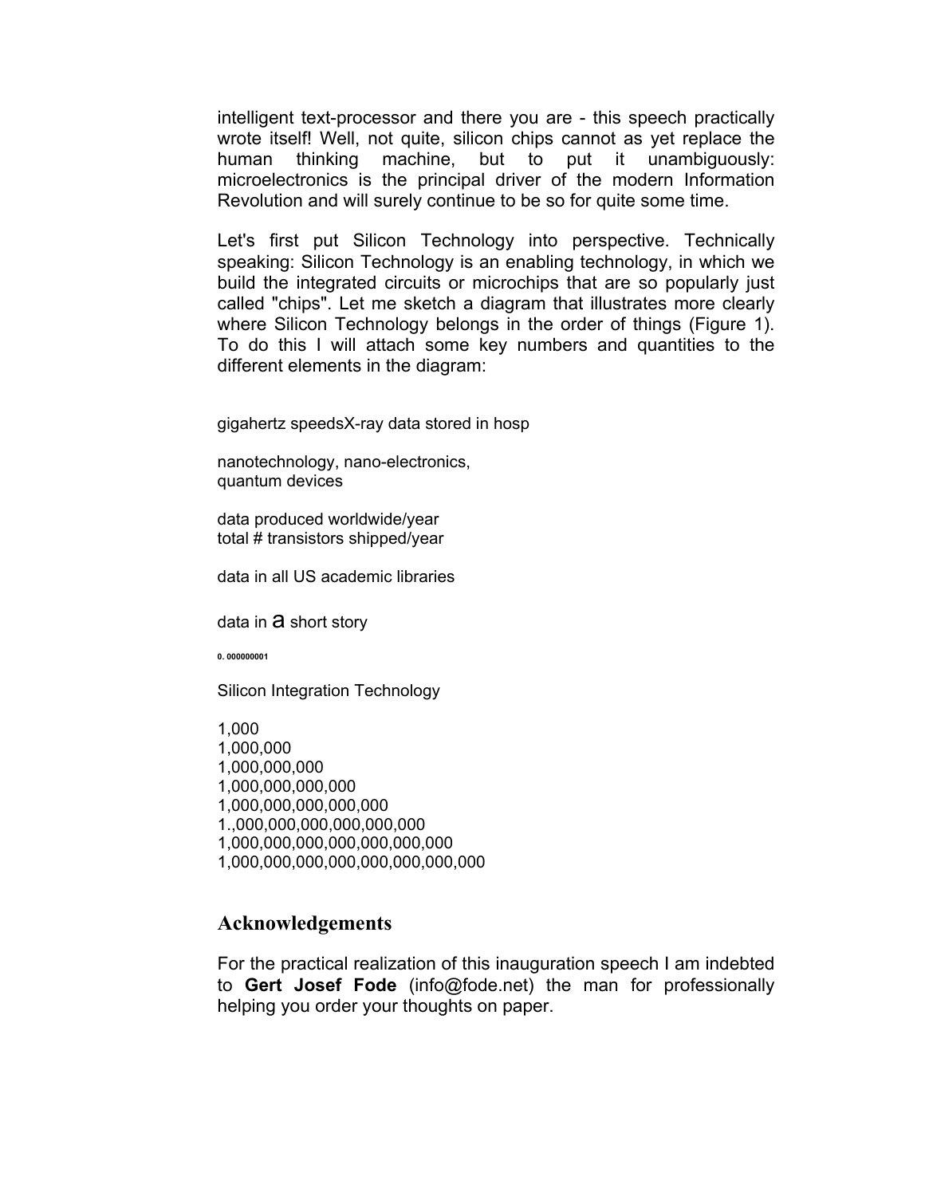intelligent text-processor and there you are - this speech practically wrote itself! Well, not quite, silicon chips cannot as yet replace the human thinking machine, but to put it unambiguously: microelectronics is the principal driver of the modern Information Revolution and will surely continue to be so for quite some time.

Let's first put Silicon Technology into perspective. Technically speaking: Silicon Technology is an enabling technology, in which we build the integrated circuits or microchips that are so popularly just called "chips". Let me sketch a diagram that illustrates more clearly where Silicon Technology belongs in the order of things (Figure 1). To do this I will attach some key numbers and quantities to the different elements in the diagram:

gigahertz speedsX-ray data stored in hosp

nanotechnology, nano-electronics,
quantum devices

data produced worldwide/year
total # transistors shipped/year

data in all US academic libraries

data in a short story

0. 000000001

Silicon Integration Technology

1,000
1,000,000
1,000,000,000
1,000,000,000,000
1,000,000,000,000,000
1.,000,000,000,000,000,000
1,000,000,000,000,000,000,000
1,000,000,000,000,000,000,000,000

## Acknowledgements

For the practical realization of this inauguration speech I am indebted to **Gert Josef Fode** (info@fode.net) the man for professionally helping you order your thoughts on paper.